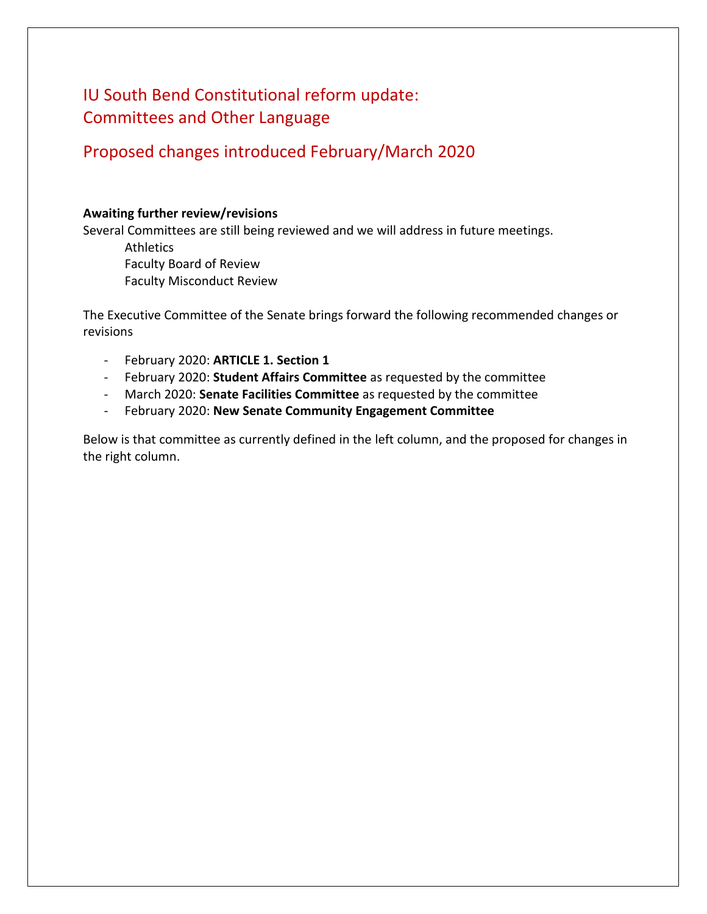# IU South Bend Constitutional reform update: Committees and Other Language

## Proposed changes introduced February/March 2020

**Awaiting further review/revisions**

Several Committees are still being reviewed and we will address in future meetings.

- Athletics
- Faculty Board of Review
- Faculty Misconduct Review

The Executive Committee of the Senate brings forward the following recommended changes or revisions

- February 2020: **ARTICLE 1. Section 1**
- February 2020: **Student Affairs Committee** as requested by the committee
- March 2020: **Senate Facilities Committee** as requested by the committee
- February 2020: **New Senate Community Engagement Committee**

Below is that committee as currently defined in the left column, and the proposed for changes in the right column.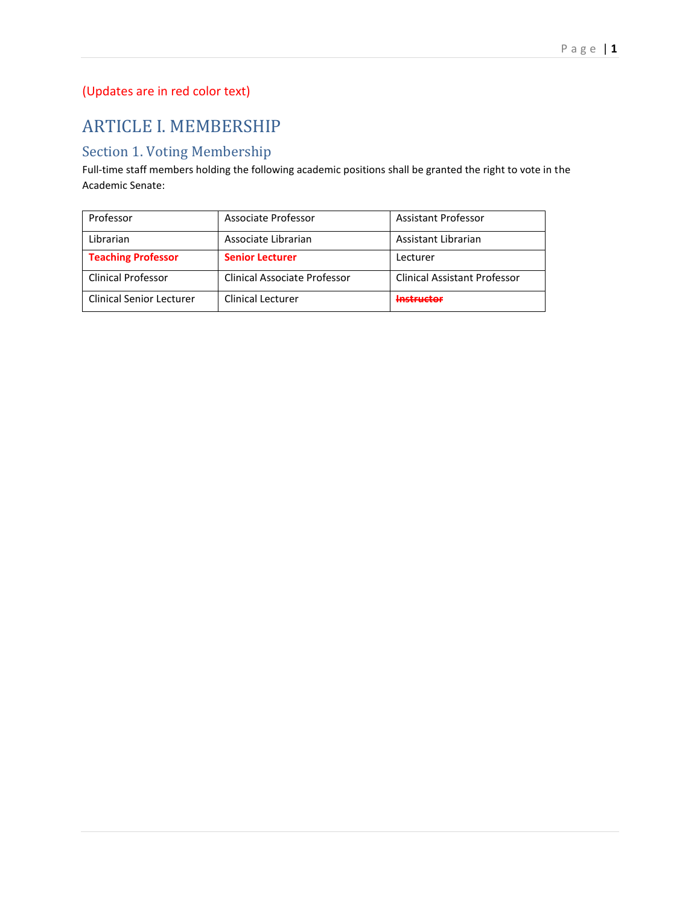(Updates are in red color text)

# ARTICLE I. MEMBERSHIP

## Section 1. Voting Membership

Full-time staff members holding the following academic positions shall be granted the right to vote in the Academic Senate:

| | | |
|---|---|---|
| Professor | Associate Professor | Assistant Professor |
| Librarian | Associate Librarian | Assistant Librarian |
| **Teaching Professor** | **Senior Lecturer** | Lecturer |
| Clinical Professor | Clinical Associate Professor | Clinical Assistant Professor |
| Clinical Senior Lecturer | Clinical Lecturer | ~~**Instructor**~~ |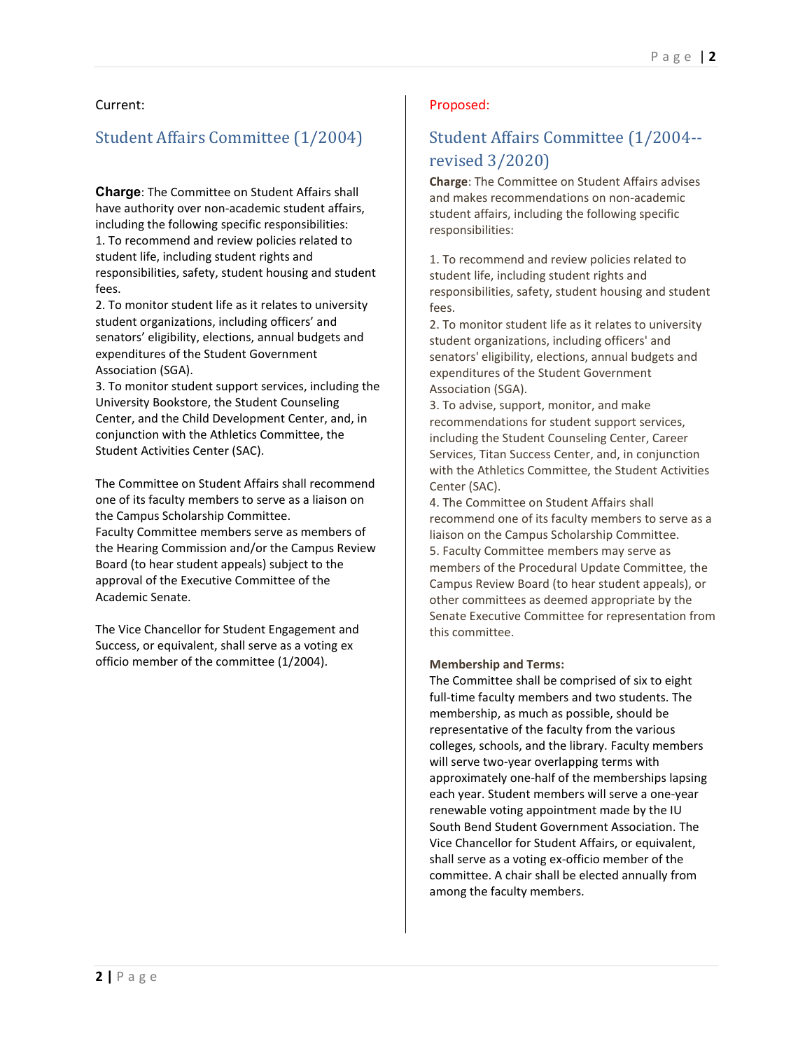Current:

## Student Affairs Committee (1/2004)

**Charge**: The Committee on Student Affairs shall have authority over non-academic student affairs, including the following specific responsibilities:

1. To recommend and review policies related to student life, including student rights and responsibilities, safety, student housing and student fees.
2. To monitor student life as it relates to university student organizations, including officers' and senators' eligibility, elections, annual budgets and expenditures of the Student Government Association (SGA).
3. To monitor student support services, including the University Bookstore, the Student Counseling Center, and the Child Development Center, and, in conjunction with the Athletics Committee, the Student Activities Center (SAC).

The Committee on Student Affairs shall recommend one of its faculty members to serve as a liaison on the Campus Scholarship Committee.
Faculty Committee members serve as members of the Hearing Commission and/or the Campus Review Board (to hear student appeals) subject to the approval of the Executive Committee of the Academic Senate.

The Vice Chancellor for Student Engagement and Success, or equivalent, shall serve as a voting ex officio member of the committee (1/2004).

Proposed:

## Student Affairs Committee (1/2004--revised 3/2020)

**Charge**: The Committee on Student Affairs advises and makes recommendations on non-academic student affairs, including the following specific responsibilities:

1. To recommend and review policies related to student life, including student rights and responsibilities, safety, student housing and student fees.
2. To monitor student life as it relates to university student organizations, including officers' and senators' eligibility, elections, annual budgets and expenditures of the Student Government Association (SGA).
3. To advise, support, monitor, and make recommendations for student support services, including the Student Counseling Center, Career Services, Titan Success Center, and, in conjunction with the Athletics Committee, the Student Activities Center (SAC).
4. The Committee on Student Affairs shall recommend one of its faculty members to serve as a liaison on the Campus Scholarship Committee.
5. Faculty Committee members may serve as members of the Procedural Update Committee, the Campus Review Board (to hear student appeals), or other committees as deemed appropriate by the Senate Executive Committee for representation from this committee.

**Membership and Terms:**

The Committee shall be comprised of six to eight full-time faculty members and two students. The membership, as much as possible, should be representative of the faculty from the various colleges, schools, and the library. Faculty members will serve two-year overlapping terms with approximately one-half of the memberships lapsing each year. Student members will serve a one-year renewable voting appointment made by the IU South Bend Student Government Association. The Vice Chancellor for Student Affairs, or equivalent, shall serve as a voting ex-officio member of the committee. A chair shall be elected annually from among the faculty members.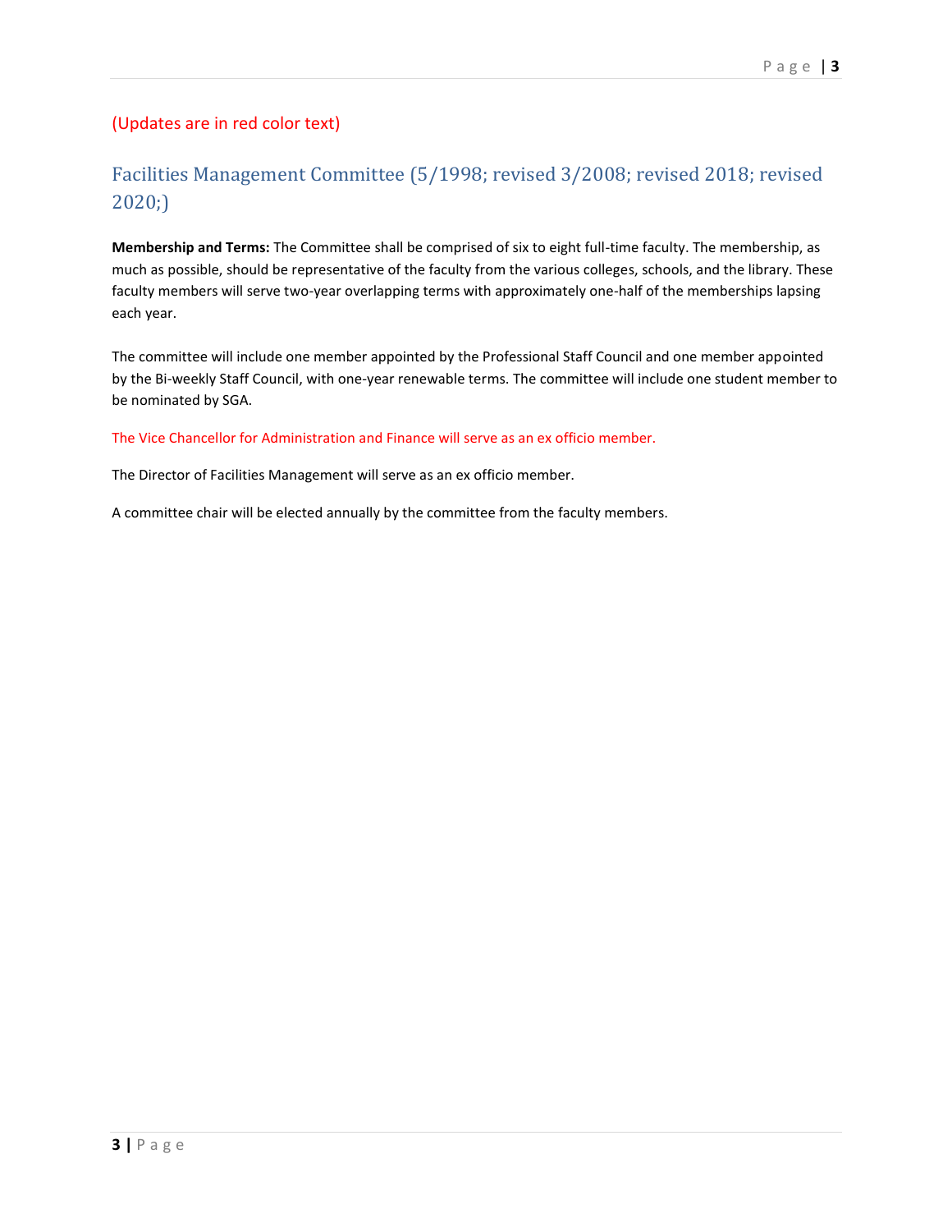(Updates are in red color text)

## Facilities Management Committee (5/1998; revised 3/2008; revised 2018; revised 2020;)

**Membership and Terms:** The Committee shall be comprised of six to eight full-time faculty. The membership, as much as possible, should be representative of the faculty from the various colleges, schools, and the library. These faculty members will serve two-year overlapping terms with approximately one-half of the memberships lapsing each year.

The committee will include one member appointed by the Professional Staff Council and one member appointed by the Bi-weekly Staff Council, with one-year renewable terms. The committee will include one student member to be nominated by SGA.

The Vice Chancellor for Administration and Finance will serve as an ex officio member.

The Director of Facilities Management will serve as an ex officio member.

A committee chair will be elected annually by the committee from the faculty members.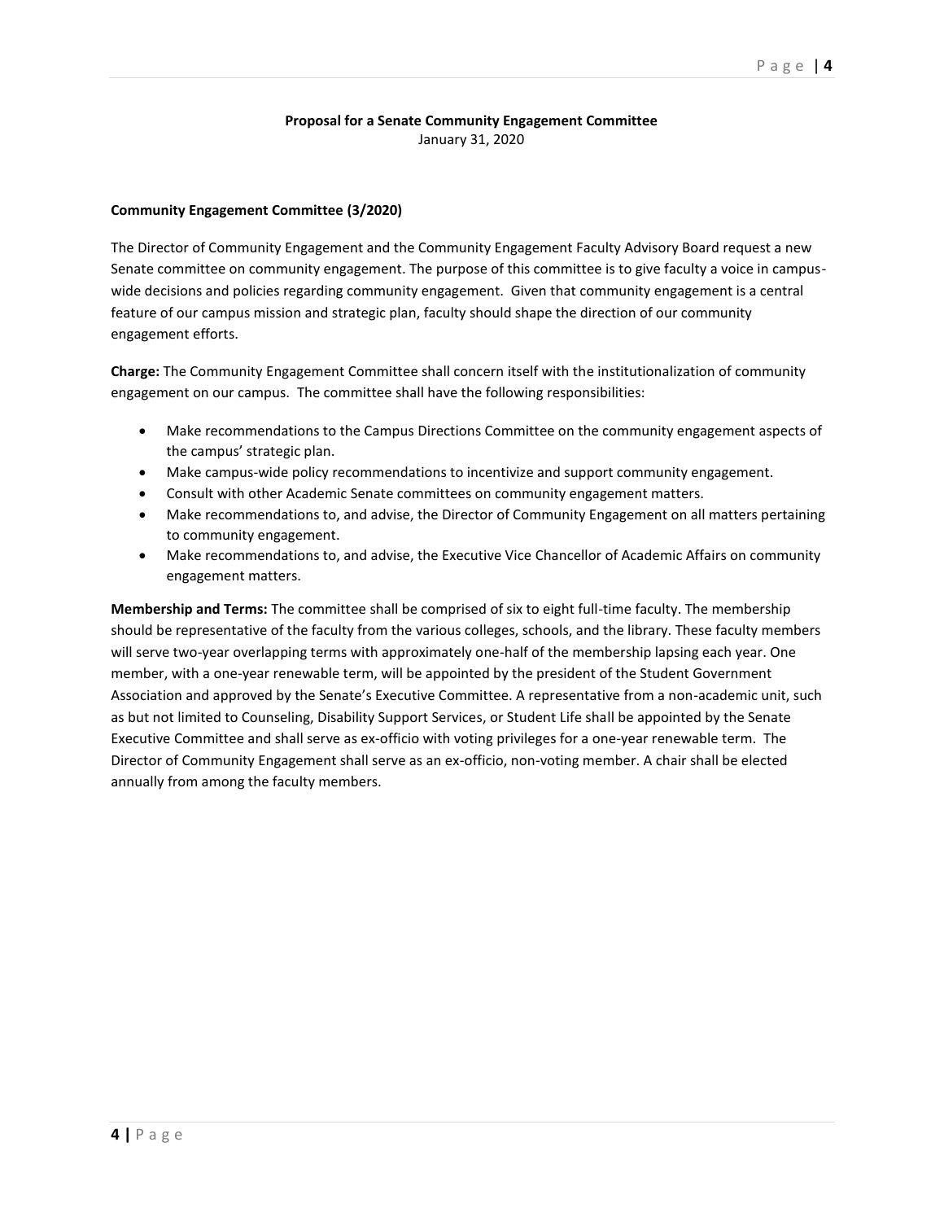**Proposal for a Senate Community Engagement Committee**

January 31, 2020

**Community Engagement Committee (3/2020)**

The Director of Community Engagement and the Community Engagement Faculty Advisory Board request a new Senate committee on community engagement. The purpose of this committee is to give faculty a voice in campus-wide decisions and policies regarding community engagement. Given that community engagement is a central feature of our campus mission and strategic plan, faculty should shape the direction of our community engagement efforts.

**Charge:** The Community Engagement Committee shall concern itself with the institutionalization of community engagement on our campus. The committee shall have the following responsibilities:

- Make recommendations to the Campus Directions Committee on the community engagement aspects of the campus' strategic plan.
- Make campus-wide policy recommendations to incentivize and support community engagement.
- Consult with other Academic Senate committees on community engagement matters.
- Make recommendations to, and advise, the Director of Community Engagement on all matters pertaining to community engagement.
- Make recommendations to, and advise, the Executive Vice Chancellor of Academic Affairs on community engagement matters.

**Membership and Terms:** The committee shall be comprised of six to eight full-time faculty. The membership should be representative of the faculty from the various colleges, schools, and the library. These faculty members will serve two-year overlapping terms with approximately one-half of the membership lapsing each year. One member, with a one-year renewable term, will be appointed by the president of the Student Government Association and approved by the Senate's Executive Committee. A representative from a non-academic unit, such as but not limited to Counseling, Disability Support Services, or Student Life shall be appointed by the Senate Executive Committee and shall serve as ex-officio with voting privileges for a one-year renewable term. The Director of Community Engagement shall serve as an ex-officio, non-voting member. A chair shall be elected annually from among the faculty members.